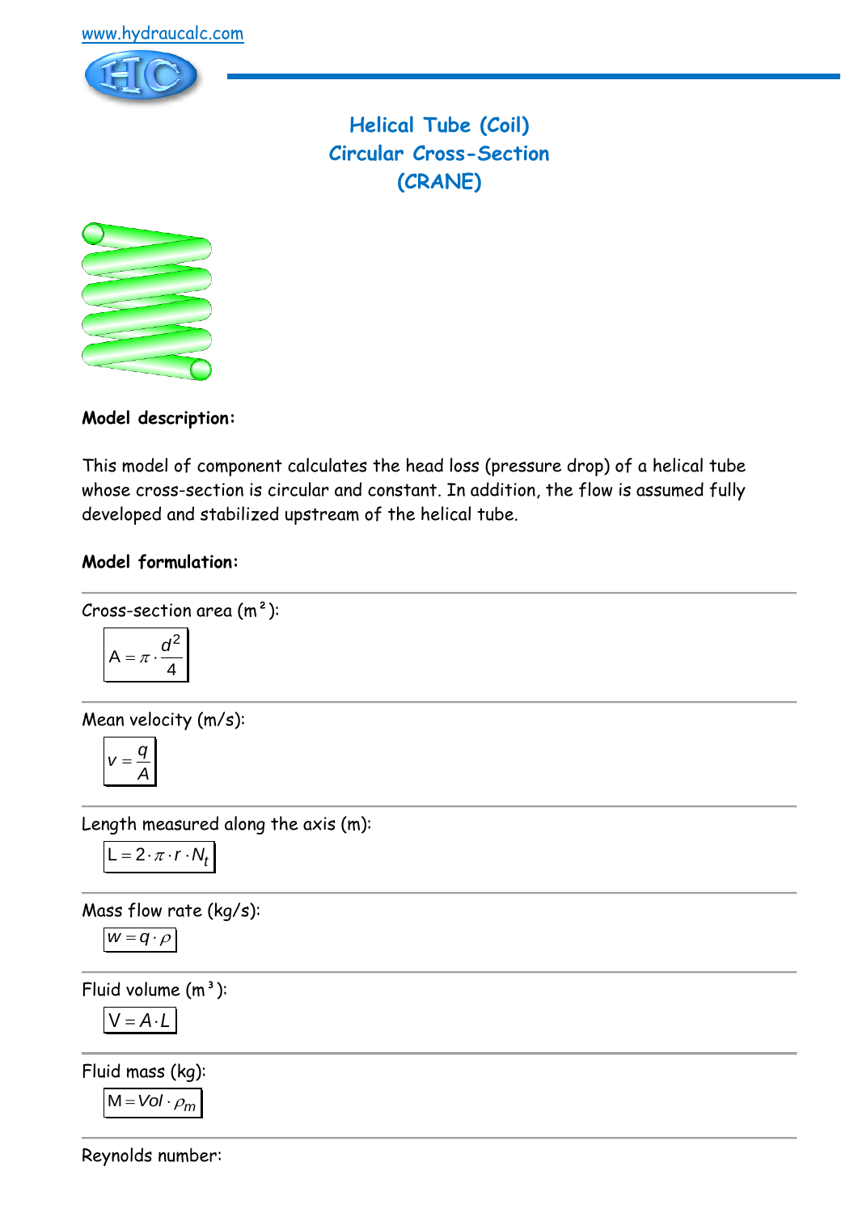www.hydraucalc.com

# Helical Tube (Coil)
# Circular Cross-Section
# (CRANE)

**Model description:**

This model of component calculates the head loss (pressure drop) of a helical tube whose cross-section is circular and constant. In addition, the flow is assumed fully developed and stabilized upstream of the helical tube.

**Model formulation:**

Cross-section area (m²):

$$A = \pi \cdot \frac{d^2}{4}$$

Mean velocity (m/s):

$$v = \frac{q}{A}$$

Length measured along the axis (m):

$$L = 2 \cdot \pi \cdot r \cdot N_t$$

Mass flow rate (kg/s):

$$w = q \cdot \rho$$

Fluid volume (m³):

$$V = A \cdot L$$

Fluid mass (kg):

$$M = Vol \cdot \rho_m$$

Reynolds number: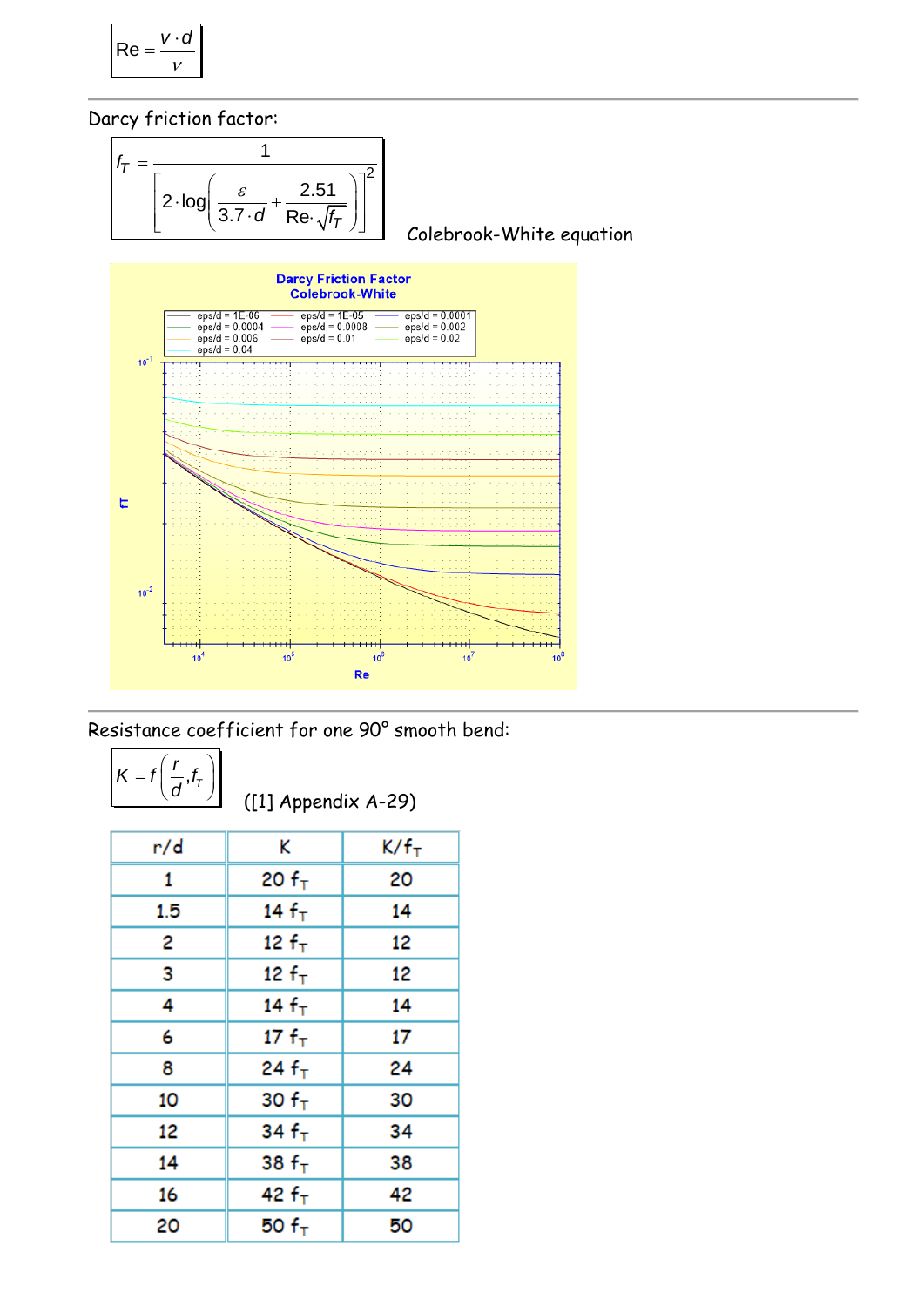$$\mathrm{Re} = \frac{v \cdot d}{\nu}$$

Darcy friction factor:

$$f_T = \frac{1}{\left[2 \cdot \log\left(\frac{\varepsilon}{3.7 \cdot d} + \frac{2.51}{\mathrm{Re} \cdot \sqrt{f_T}}\right)\right]^2}$$

Colebrook-White equation

Resistance coefficient for one 90° smooth bend:

$$K = f\left(\frac{r}{d}, f_T\right)$$

([1] Appendix A-29)

| r/d | K | $K/f_T$ |
|---|---|---|
| 1 | $20\ f_T$ | 20 |
| 1.5 | $14\ f_T$ | 14 |
| 2 | $12\ f_T$ | 12 |
| 3 | $12\ f_T$ | 12 |
| 4 | $14\ f_T$ | 14 |
| 6 | $17\ f_T$ | 17 |
| 8 | $24\ f_T$ | 24 |
| 10 | $30\ f_T$ | 30 |
| 12 | $34\ f_T$ | 34 |
| 14 | $38\ f_T$ | 38 |
| 16 | $42\ f_T$ | 42 |
| 20 | $50\ f_T$ | 50 |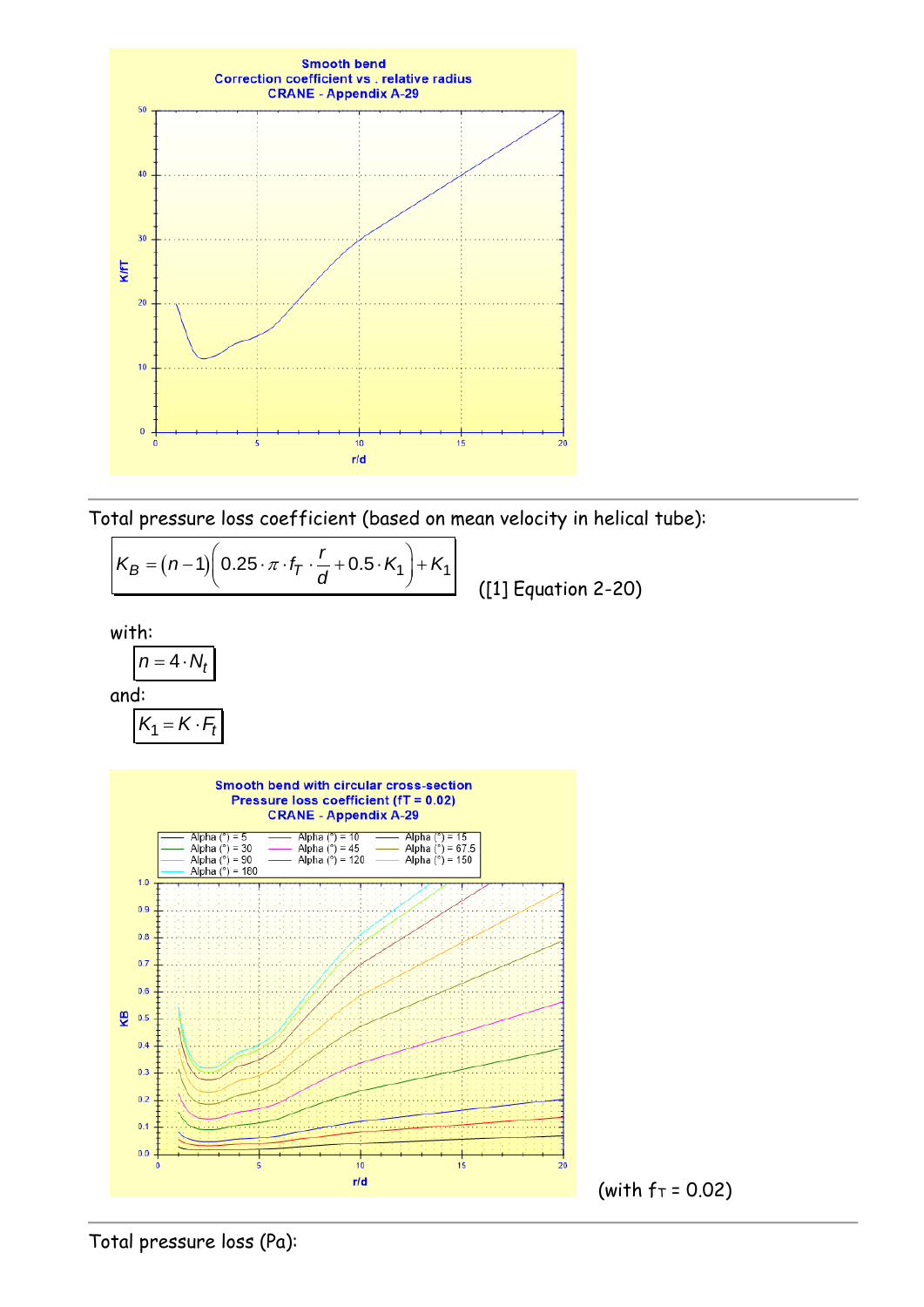Total pressure loss coefficient (based on mean velocity in helical tube):

$$K_B = (n-1)\left(0.25 \cdot \pi \cdot f_T \cdot \frac{r}{d} + 0.5 \cdot K_1\right) + K_1$$

([1] Equation 2-20)

with:

$$n = 4 \cdot N_t$$

and:

$$K_1 = K \cdot F_t$$

(with $f_T$ = 0.02)

Total pressure loss (Pa):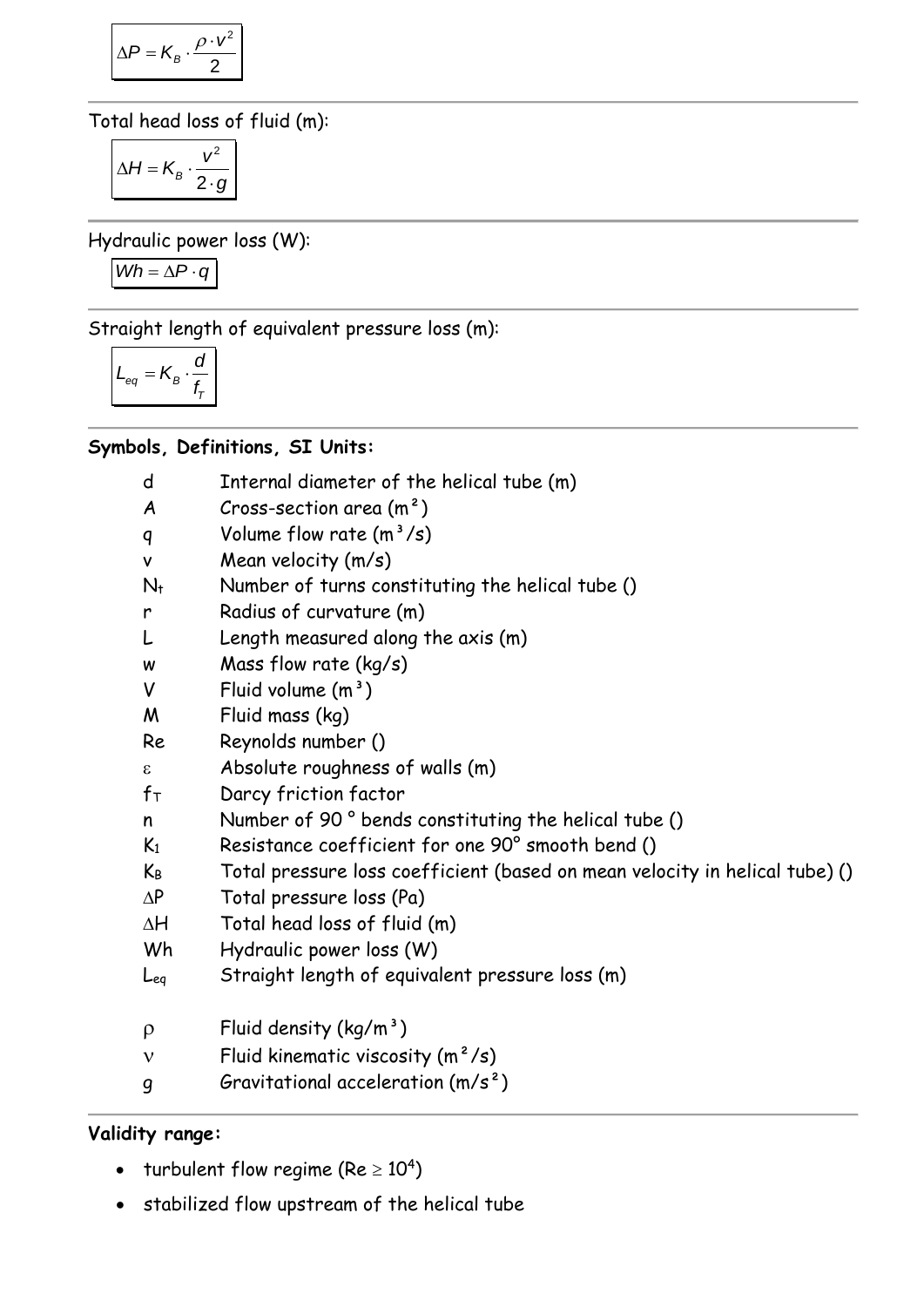$$\Delta P = K_B \cdot \frac{\rho \cdot v^2}{2}$$

Total head loss of fluid (m):

$$\Delta H = K_B \cdot \frac{v^2}{2 \cdot g}$$

Hydraulic power loss (W):

$$Wh = \Delta P \cdot q$$

Straight length of equivalent pressure loss (m):

$$L_{eq} = K_B \cdot \frac{d}{f_T}$$

**Symbols, Definitions, SI Units:**

| | |
|---|---|
| $d$ | Internal diameter of the helical tube (m) |
| $A$ | Cross-section area (m²) |
| $q$ | Volume flow rate (m³/s) |
| $v$ | Mean velocity (m/s) |
| $N_t$ | Number of turns constituting the helical tube () |
| $r$ | Radius of curvature (m) |
| $L$ | Length measured along the axis (m) |
| $w$ | Mass flow rate (kg/s) |
| $V$ | Fluid volume (m³) |
| $M$ | Fluid mass (kg) |
| $Re$ | Reynolds number () |
| $\varepsilon$ | Absolute roughness of walls (m) |
| $f_T$ | Darcy friction factor |
| $n$ | Number of 90 ° bends constituting the helical tube () |
| $K_1$ | Resistance coefficient for one 90° smooth bend () |
| $K_B$ | Total pressure loss coefficient (based on mean velocity in helical tube) () |
| $\Delta P$ | Total pressure loss (Pa) |
| $\Delta H$ | Total head loss of fluid (m) |
| $Wh$ | Hydraulic power loss (W) |
| $L_{eq}$ | Straight length of equivalent pressure loss (m) |
| $\rho$ | Fluid density (kg/m³) |
| $\nu$ | Fluid kinematic viscosity (m²/s) |
| $g$ | Gravitational acceleration (m/s²) |

**Validity range:**

- turbulent flow regime ($Re \geq 10^4$)
- stabilized flow upstream of the helical tube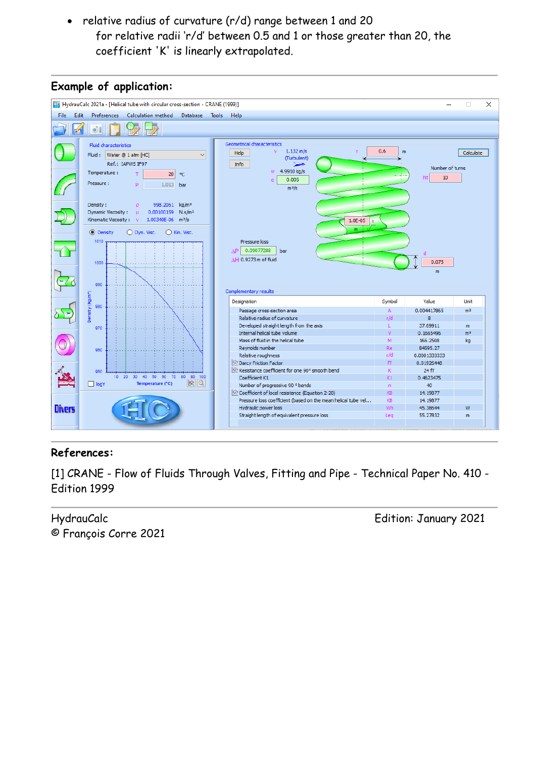- relative radius of curvature (r/d) range between 1 and 20
  for relative radii 'r/d' between 0.5 and 1 or those greater than 20, the coefficient 'K' is linearly extrapolated.

## Example of application:

HydrauCalc 2021a - [Helical tube with circular cross-section - CRANE (1999)]

File Edit Preferences Calculation method Database Tools Help

Fluid characteristics

Fluid : Water @ 1 atm [HC]

Ref.: IAPWS IF97

Temperature : T 20 °C

Pressure : P 1.013 bar

Density : ρ 998.2061 kg/m³

Dynamic Viscosity : μ 0.00100159 N.s/m²

Kinematic Viscosity : ν 1.00340E-06 m²/s

Density Dyn. Visc. Kin. Visc.

Density (kg/m³)

1010
1000
990
980
970
960
950

10 20 30 40 50 60 70 80 90 100

Temperature (°C)

logY

Divers

Geometrical characteristics

Help

Info

V 1.132 m/s (Turbulent)

W 4.9910 kg/s

Q 0.005 m³/s

r 0.6 m

Calculate

Number of turns

Nt 10

1.0E-05 ε

m

Pressure loss

ΔP 0.09077288 bar

ΔH 0.9273 m of fluid

d 0.075 m

Complementary results

| Designation | Symbol | Value | Unit |
|---|---|---|---|
| Passage cross-section area | A | 0.004417865 | m² |
| Relative radius of curvature | r/d | 8 | |
| Developed straight length from the axis | L | 37.69911 | m |
| Internal helical tube volume | V | 0.1665496 | m³ |
| Mass of fluid in the helical tube | M | 166.2508 | kg |
| Reynolds number | Re | 84595.27 | |
| Relative roughness | ε/d | 0.0001333333 | |
| Darcy Friction Factor | fT | 0.01926448 | |
| Resistance coefficient for one 90° smooth bend | K | 24 fT | |
| Coefficient K1 | K1 | 0.4623475 | |
| Number of progressive 90 ° bends | n | 40 | |
| Coefficient of local resistance (Equation 2-20) | KB | 14.19877 | |
| Pressure loss coefficient (based on the mean helical tube vel... | KB | 14.19877 | |
| Hydraulic power loss | Wh | 45.38644 | W |
| Straight length of equivalent pressure loss | Leq | 55.27832 | m |

## References:

[1] CRANE - Flow of Fluids Through Valves, Fitting and Pipe - Technical Paper No. 410 - Edition 1999

HydrauCalc
© François Corre 2021

Edition: January 2021